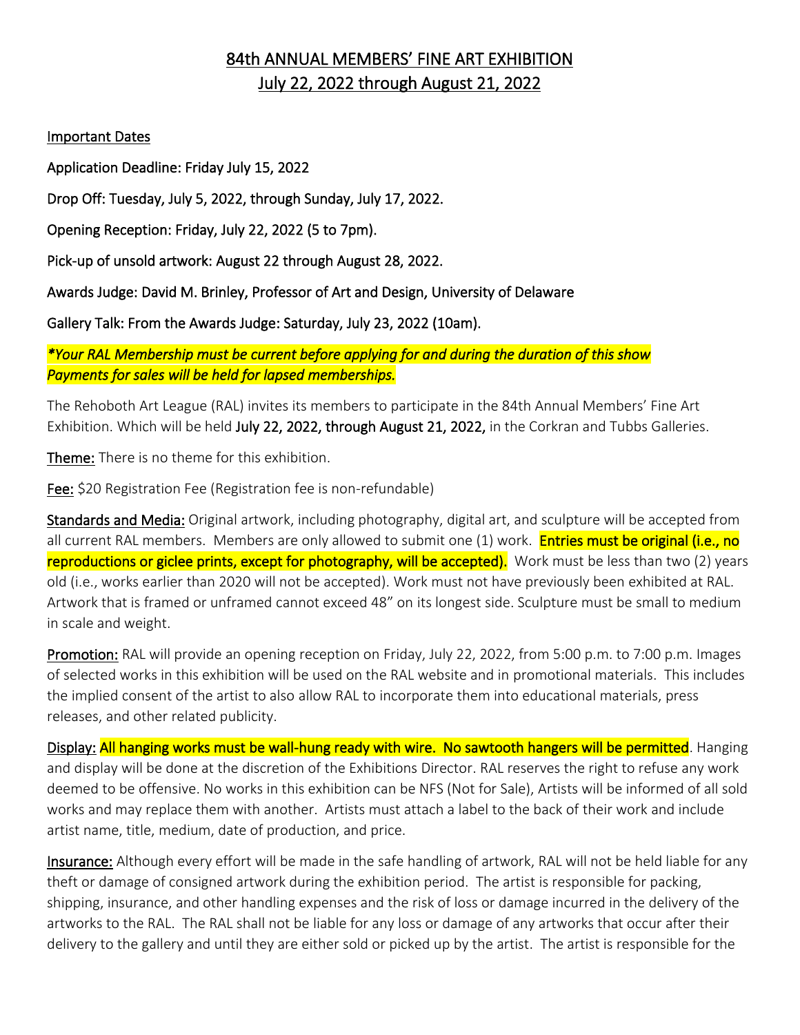# 84th ANNUAL MEMBERS' FINE ART EXHIBITION
## July 22, 2022 through August 21, 2022

Important Dates

Application Deadline: Friday July 15, 2022

Drop Off: Tuesday, July 5, 2022, through Sunday, July 17, 2022.

Opening Reception: Friday, July 22, 2022 (5 to 7pm).

Pick-up of unsold artwork: August 22 through August 28, 2022.

Awards Judge: David M. Brinley, Professor of Art and Design, University of Delaware

Gallery Talk: From the Awards Judge: Saturday, July 23, 2022 (10am).

***Your RAL Membership must be current before applying for and during the duration of this show Payments for sales will be held for lapsed memberships.***

The Rehoboth Art League (RAL) invites its members to participate in the 84th Annual Members' Fine Art Exhibition. Which will be held July 22, 2022, through August 21, 2022, in the Corkran and Tubbs Galleries.

Theme: There is no theme for this exhibition.

Fee: $20 Registration Fee (Registration fee is non-refundable)

Standards and Media: Original artwork, including photography, digital art, and sculpture will be accepted from all current RAL members. Members are only allowed to submit one (1) work. **Entries must be original (i.e., no reproductions or giclee prints, except for photography, will be accepted).** Work must be less than two (2) years old (i.e., works earlier than 2020 will not be accepted). Work must not have previously been exhibited at RAL. Artwork that is framed or unframed cannot exceed 48" on its longest side. Sculpture must be small to medium in scale and weight.

Promotion: RAL will provide an opening reception on Friday, July 22, 2022, from 5:00 p.m. to 7:00 p.m. Images of selected works in this exhibition will be used on the RAL website and in promotional materials. This includes the implied consent of the artist to also allow RAL to incorporate them into educational materials, press releases, and other related publicity.

Display: **All hanging works must be wall-hung ready with wire. No sawtooth hangers will be permitted**. Hanging and display will be done at the discretion of the Exhibitions Director. RAL reserves the right to refuse any work deemed to be offensive. No works in this exhibition can be NFS (Not for Sale), Artists will be informed of all sold works and may replace them with another. Artists must attach a label to the back of their work and include artist name, title, medium, date of production, and price.

Insurance: Although every effort will be made in the safe handling of artwork, RAL will not be held liable for any theft or damage of consigned artwork during the exhibition period. The artist is responsible for packing, shipping, insurance, and other handling expenses and the risk of loss or damage incurred in the delivery of the artworks to the RAL. The RAL shall not be liable for any loss or damage of any artworks that occur after their delivery to the gallery and until they are either sold or picked up by the artist. The artist is responsible for the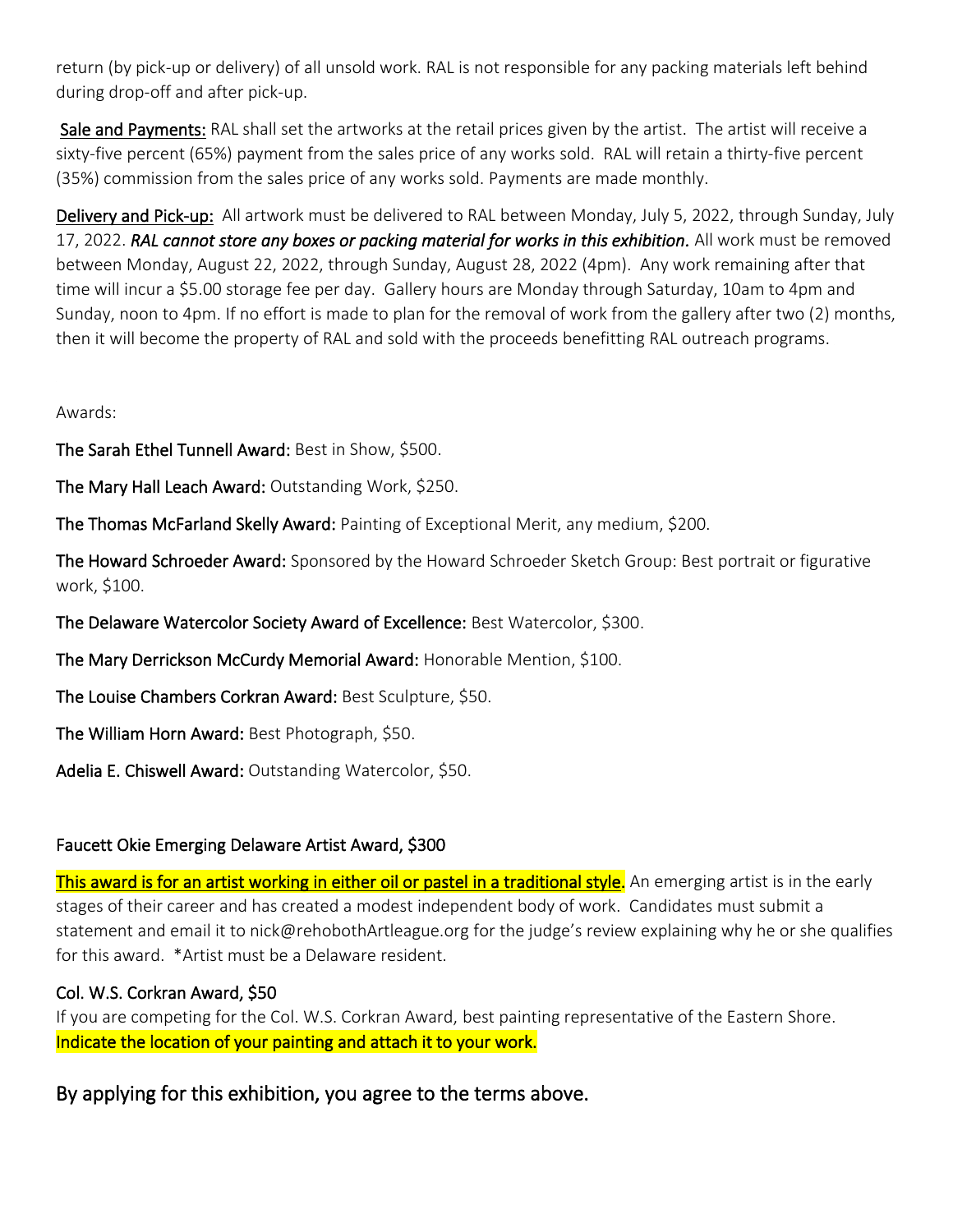return (by pick-up or delivery) of all unsold work. RAL is not responsible for any packing materials left behind during drop-off and after pick-up.

Sale and Payments: RAL shall set the artworks at the retail prices given by the artist. The artist will receive a sixty-five percent (65%) payment from the sales price of any works sold. RAL will retain a thirty-five percent (35%) commission from the sales price of any works sold. Payments are made monthly.

Delivery and Pick-up: All artwork must be delivered to RAL between Monday, July 5, 2022, through Sunday, July 17, 2022. ***RAL cannot store any boxes or packing material for works in this exhibition.*** All work must be removed between Monday, August 22, 2022, through Sunday, August 28, 2022 (4pm). Any work remaining after that time will incur a $5.00 storage fee per day. Gallery hours are Monday through Saturday, 10am to 4pm and Sunday, noon to 4pm. If no effort is made to plan for the removal of work from the gallery after two (2) months, then it will become the property of RAL and sold with the proceeds benefitting RAL outreach programs.

Awards:

**The Sarah Ethel Tunnell Award:** Best in Show, $500.

**The Mary Hall Leach Award:** Outstanding Work, $250.

**The Thomas McFarland Skelly Award:** Painting of Exceptional Merit, any medium, $200.

**The Howard Schroeder Award:** Sponsored by the Howard Schroeder Sketch Group: Best portrait or figurative work, $100.

**The Delaware Watercolor Society Award of Excellence:** Best Watercolor, $300.

**The Mary Derrickson McCurdy Memorial Award:** Honorable Mention, $100.

**The Louise Chambers Corkran Award:** Best Sculpture, $50.

**The William Horn Award:** Best Photograph, $50.

**Adelia E. Chiswell Award:** Outstanding Watercolor, $50.

**Faucett Okie Emerging Delaware Artist Award, $300**

This award is for an artist working in either oil or pastel in a traditional style. An emerging artist is in the early stages of their career and has created a modest independent body of work. Candidates must submit a statement and email it to nick@rehobothArtleague.org for the judge's review explaining why he or she qualifies for this award. *Artist must be a Delaware resident.

**Col. W.S. Corkran Award, $50**

If you are competing for the Col. W.S. Corkran Award, best painting representative of the Eastern Shore. Indicate the location of your painting and attach it to your work.

By applying for this exhibition, you agree to the terms above.